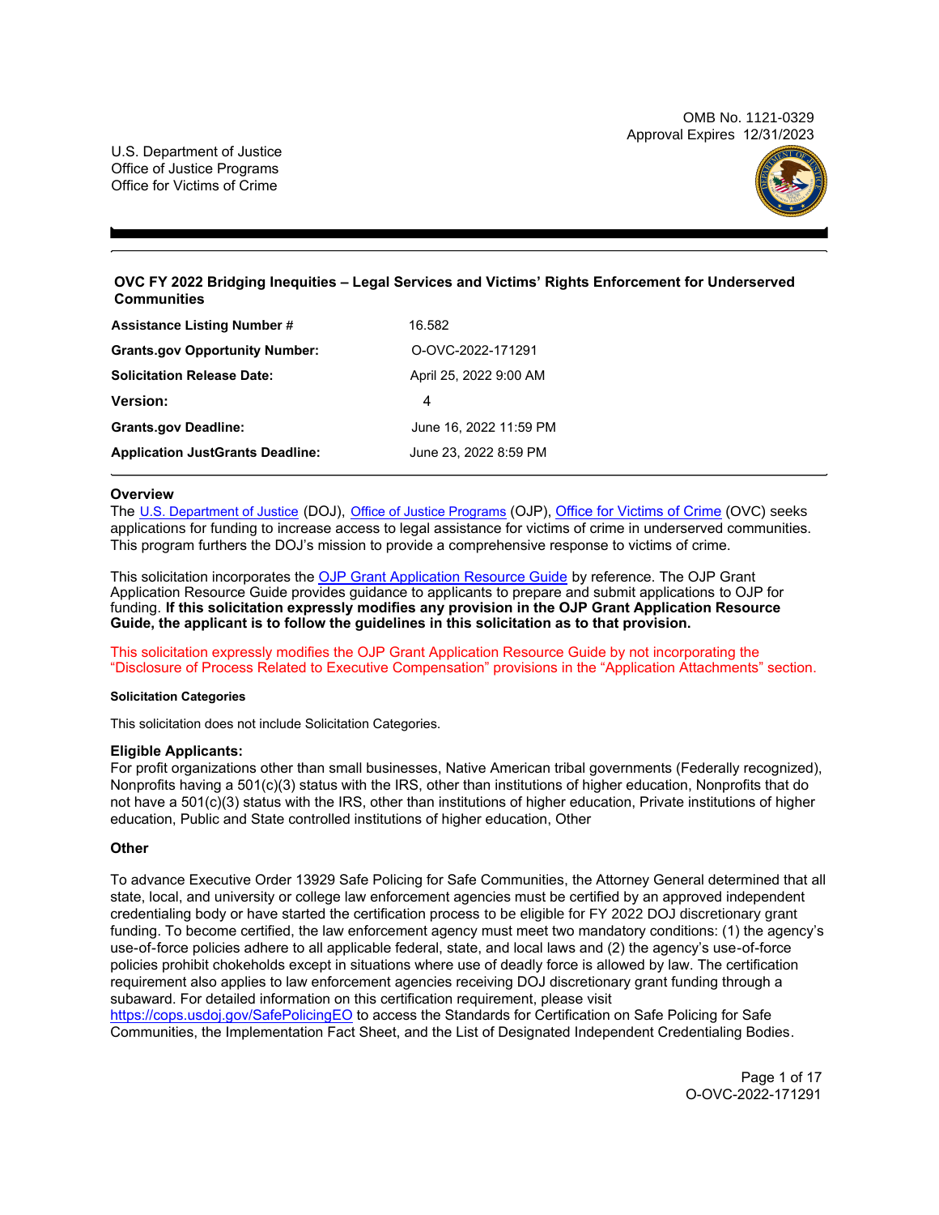OMB No. 1121-0329
Approval Expires 12/31/2023

U.S. Department of Justice
Office of Justice Programs
Office for Victims of Crime

## OVC FY 2022 Bridging Inequities – Legal Services and Victims' Rights Enforcement for Underserved Communities

| | |
|---|---|
| **Assistance Listing Number #** | 16.582 |
| **Grants.gov Opportunity Number:** | O-OVC-2022-171291 |
| **Solicitation Release Date:** | April 25, 2022 9:00 AM |
| **Version:** | 4 |
| **Grants.gov Deadline:** | June 16, 2022 11:59 PM |
| **Application JustGrants Deadline:** | June 23, 2022 8:59 PM |

### Overview

The U.S. Department of Justice (DOJ), Office of Justice Programs (OJP), Office for Victims of Crime (OVC) seeks applications for funding to increase access to legal assistance for victims of crime in underserved communities. This program furthers the DOJ's mission to provide a comprehensive response to victims of crime.

This solicitation incorporates the OJP Grant Application Resource Guide by reference. The OJP Grant Application Resource Guide provides guidance to applicants to prepare and submit applications to OJP for funding. **If this solicitation expressly modifies any provision in the OJP Grant Application Resource Guide, the applicant is to follow the guidelines in this solicitation as to that provision.**

This solicitation expressly modifies the OJP Grant Application Resource Guide by not incorporating the "Disclosure of Process Related to Executive Compensation" provisions in the "Application Attachments" section.

#### Solicitation Categories

This solicitation does not include Solicitation Categories.

#### Eligible Applicants:

For profit organizations other than small businesses, Native American tribal governments (Federally recognized), Nonprofits having a 501(c)(3) status with the IRS, other than institutions of higher education, Nonprofits that do not have a 501(c)(3) status with the IRS, other than institutions of higher education, Private institutions of higher education, Public and State controlled institutions of higher education, Other

#### Other

To advance Executive Order 13929 Safe Policing for Safe Communities, the Attorney General determined that all state, local, and university or college law enforcement agencies must be certified by an approved independent credentialing body or have started the certification process to be eligible for FY 2022 DOJ discretionary grant funding. To become certified, the law enforcement agency must meet two mandatory conditions: (1) the agency's use-of-force policies adhere to all applicable federal, state, and local laws and (2) the agency's use-of-force policies prohibit chokeholds except in situations where use of deadly force is allowed by law. The certification requirement also applies to law enforcement agencies receiving DOJ discretionary grant funding through a subaward. For detailed information on this certification requirement, please visit https://cops.usdoj.gov/SafePolicingEO to access the Standards for Certification on Safe Policing for Safe Communities, the Implementation Fact Sheet, and the List of Designated Independent Credentialing Bodies.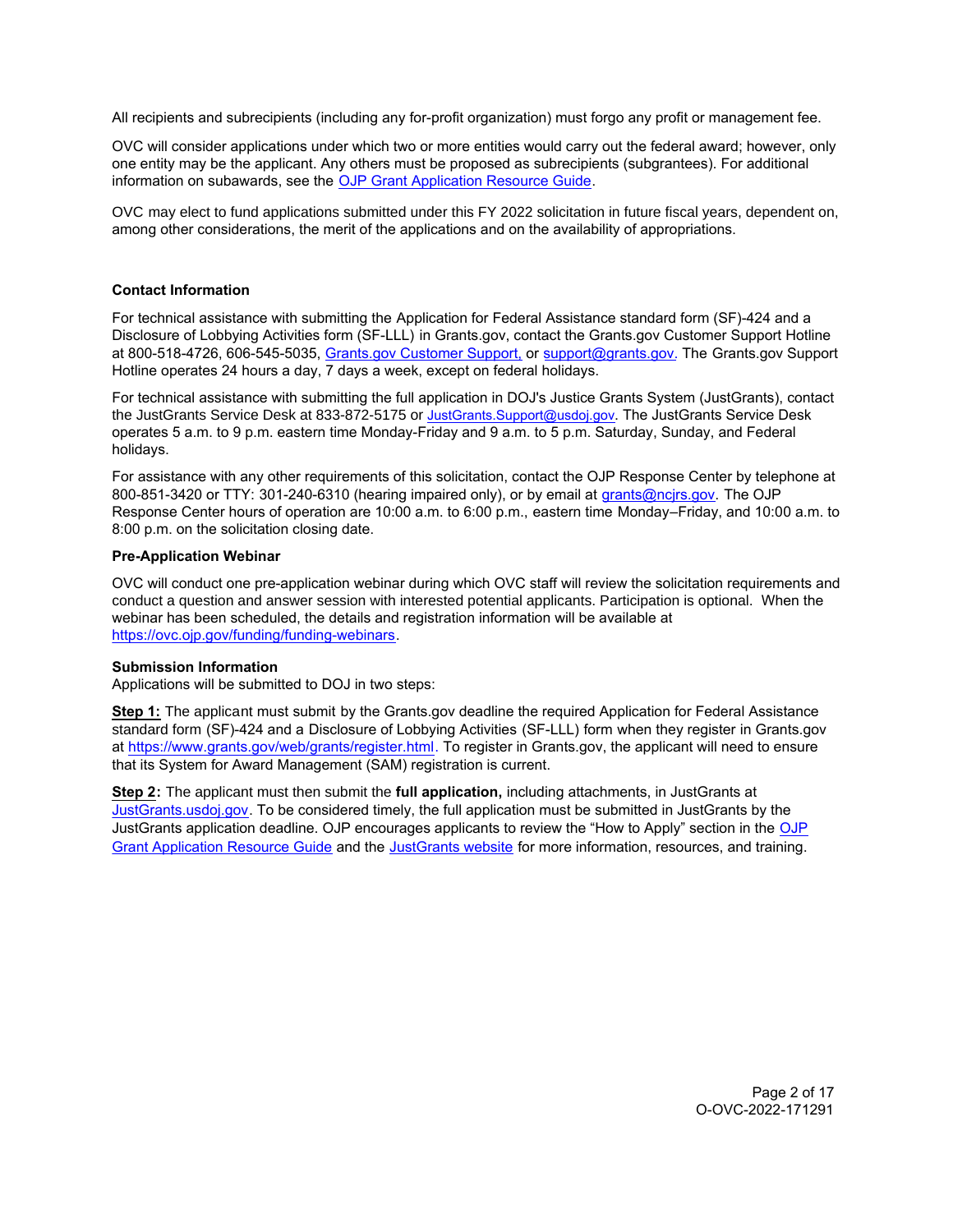All recipients and subrecipients (including any for-profit organization) must forgo any profit or management fee.

OVC will consider applications under which two or more entities would carry out the federal award; however, only one entity may be the applicant. Any others must be proposed as subrecipients (subgrantees). For additional information on subawards, see the [OJP Grant Application Resource Guide](https://www.ojp.gov/funding/apply/ojp-grant-application-resource-guide).

OVC may elect to fund applications submitted under this FY 2022 solicitation in future fiscal years, dependent on, among other considerations, the merit of the applications and on the availability of appropriations.

**Contact Information**

For technical assistance with submitting the Application for Federal Assistance standard form (SF)-424 and a Disclosure of Lobbying Activities form (SF-LLL) in Grants.gov, contact the Grants.gov Customer Support Hotline at 800-518-4726, 606-545-5035, Grants.gov Customer Support, or support@grants.gov. The Grants.gov Support Hotline operates 24 hours a day, 7 days a week, except on federal holidays.

For technical assistance with submitting the full application in DOJ's Justice Grants System (JustGrants), contact the JustGrants Service Desk at 833-872-5175 or JustGrants.Support@usdoj.gov. The JustGrants Service Desk operates 5 a.m. to 9 p.m. eastern time Monday-Friday and 9 a.m. to 5 p.m. Saturday, Sunday, and Federal holidays.

For assistance with any other requirements of this solicitation, contact the OJP Response Center by telephone at 800-851-3420 or TTY: 301-240-6310 (hearing impaired only), or by email at grants@ncjrs.gov. The OJP Response Center hours of operation are 10:00 a.m. to 6:00 p.m., eastern time Monday–Friday, and 10:00 a.m. to 8:00 p.m. on the solicitation closing date.

**Pre-Application Webinar**

OVC will conduct one pre-application webinar during which OVC staff will review the solicitation requirements and conduct a question and answer session with interested potential applicants. Participation is optional. When the webinar has been scheduled, the details and registration information will be available at https://ovc.ojp.gov/funding/funding-webinars.

**Submission Information**

Applications will be submitted to DOJ in two steps:

**Step 1:** The applicant must submit by the Grants.gov deadline the required Application for Federal Assistance standard form (SF)-424 and a Disclosure of Lobbying Activities (SF-LLL) form when they register in Grants.gov at https://www.grants.gov/web/grants/register.html. To register in Grants.gov, the applicant will need to ensure that its System for Award Management (SAM) registration is current.

**Step 2:** The applicant must then submit the **full application,** including attachments, in JustGrants at JustGrants.usdoj.gov. To be considered timely, the full application must be submitted in JustGrants by the JustGrants application deadline. OJP encourages applicants to review the "How to Apply" section in the OJP Grant Application Resource Guide and the JustGrants website for more information, resources, and training.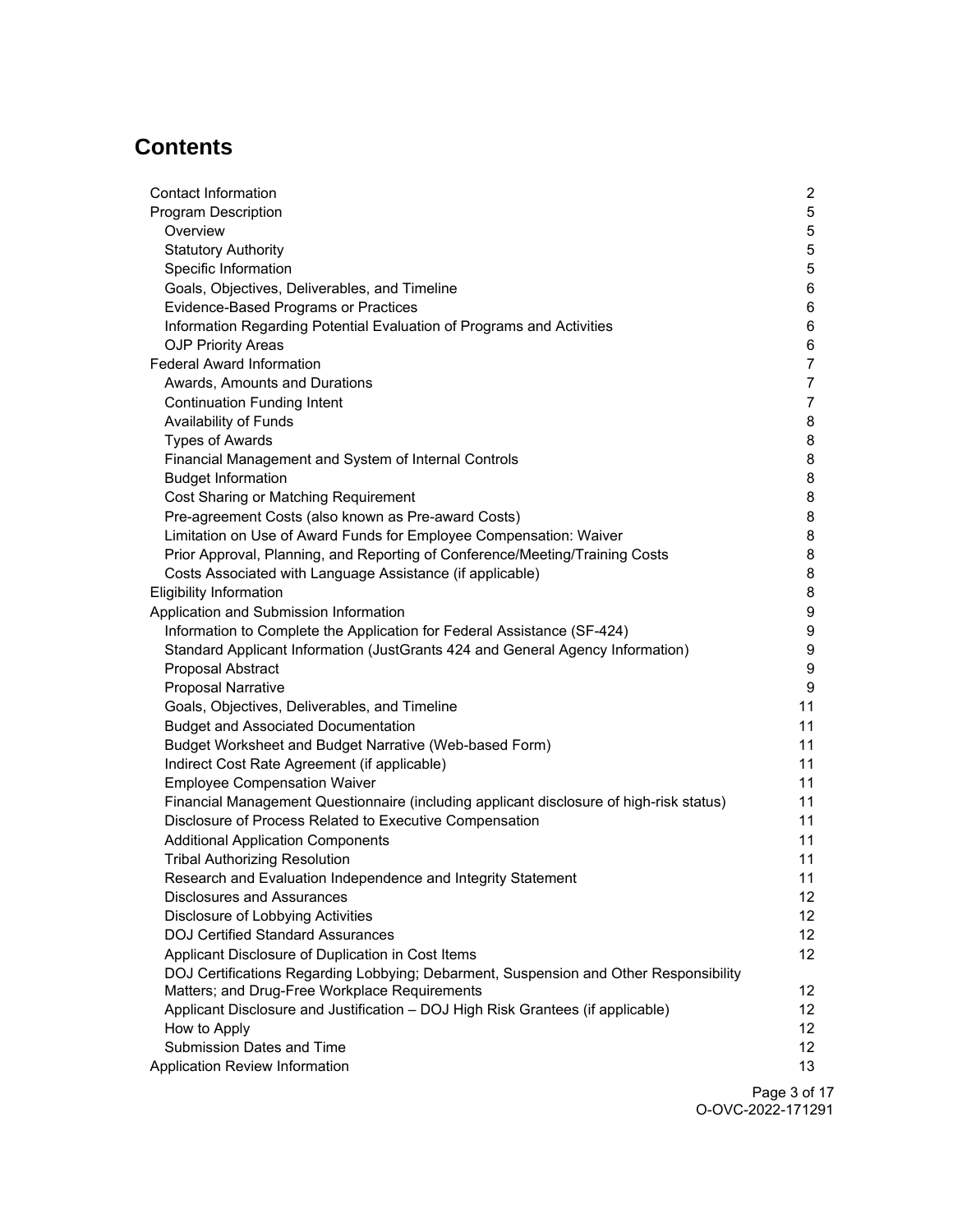## Contents

| | |
|---|---|
| Contact Information | 2 |
| Program Description | 5 |
| Overview | 5 |
| Statutory Authority | 5 |
| Specific Information | 5 |
| Goals, Objectives, Deliverables, and Timeline | 6 |
| Evidence-Based Programs or Practices | 6 |
| Information Regarding Potential Evaluation of Programs and Activities | 6 |
| OJP Priority Areas | 6 |
| Federal Award Information | 7 |
| Awards, Amounts and Durations | 7 |
| Continuation Funding Intent | 7 |
| Availability of Funds | 8 |
| Types of Awards | 8 |
| Financial Management and System of Internal Controls | 8 |
| Budget Information | 8 |
| Cost Sharing or Matching Requirement | 8 |
| Pre-agreement Costs (also known as Pre-award Costs) | 8 |
| Limitation on Use of Award Funds for Employee Compensation: Waiver | 8 |
| Prior Approval, Planning, and Reporting of Conference/Meeting/Training Costs | 8 |
| Costs Associated with Language Assistance (if applicable) | 8 |
| Eligibility Information | 8 |
| Application and Submission Information | 9 |
| Information to Complete the Application for Federal Assistance (SF-424) | 9 |
| Standard Applicant Information (JustGrants 424 and General Agency Information) | 9 |
| Proposal Abstract | 9 |
| Proposal Narrative | 9 |
| Goals, Objectives, Deliverables, and Timeline | 11 |
| Budget and Associated Documentation | 11 |
| Budget Worksheet and Budget Narrative (Web-based Form) | 11 |
| Indirect Cost Rate Agreement (if applicable) | 11 |
| Employee Compensation Waiver | 11 |
| Financial Management Questionnaire (including applicant disclosure of high-risk status) | 11 |
| Disclosure of Process Related to Executive Compensation | 11 |
| Additional Application Components | 11 |
| Tribal Authorizing Resolution | 11 |
| Research and Evaluation Independence and Integrity Statement | 11 |
| Disclosures and Assurances | 12 |
| Disclosure of Lobbying Activities | 12 |
| DOJ Certified Standard Assurances | 12 |
| Applicant Disclosure of Duplication in Cost Items | 12 |
| DOJ Certifications Regarding Lobbying; Debarment, Suspension and Other Responsibility Matters; and Drug-Free Workplace Requirements | 12 |
| Applicant Disclosure and Justification – DOJ High Risk Grantees (if applicable) | 12 |
| How to Apply | 12 |
| Submission Dates and Time | 12 |
| Application Review Information | 13 |

O-OVC-2022-171291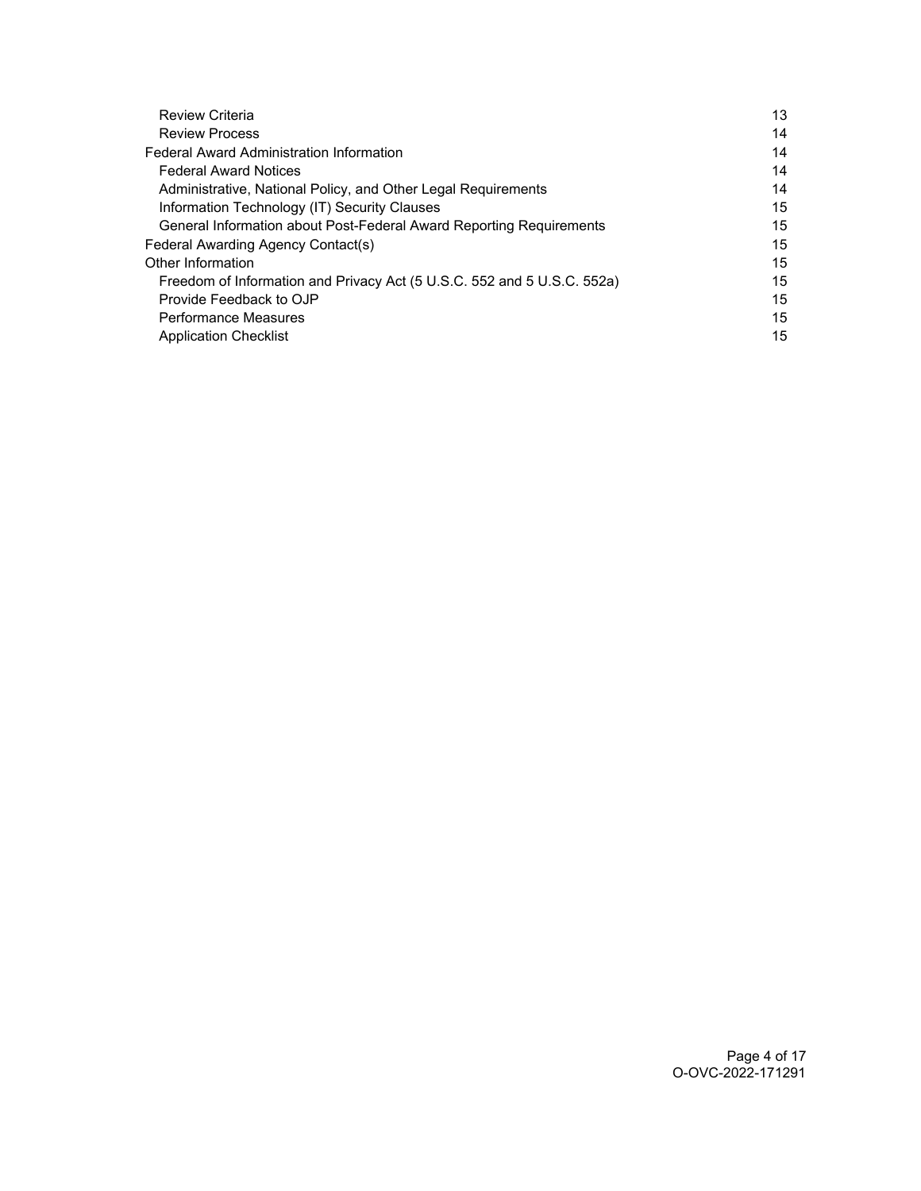| | |
|---|---|
| Review Criteria | 13 |
| Review Process | 14 |
| Federal Award Administration Information | 14 |
| Federal Award Notices | 14 |
| Administrative, National Policy, and Other Legal Requirements | 14 |
| Information Technology (IT) Security Clauses | 15 |
| General Information about Post-Federal Award Reporting Requirements | 15 |
| Federal Awarding Agency Contact(s) | 15 |
| Other Information | 15 |
| Freedom of Information and Privacy Act (5 U.S.C. 552 and 5 U.S.C. 552a) | 15 |
| Provide Feedback to OJP | 15 |
| Performance Measures | 15 |
| Application Checklist | 15 |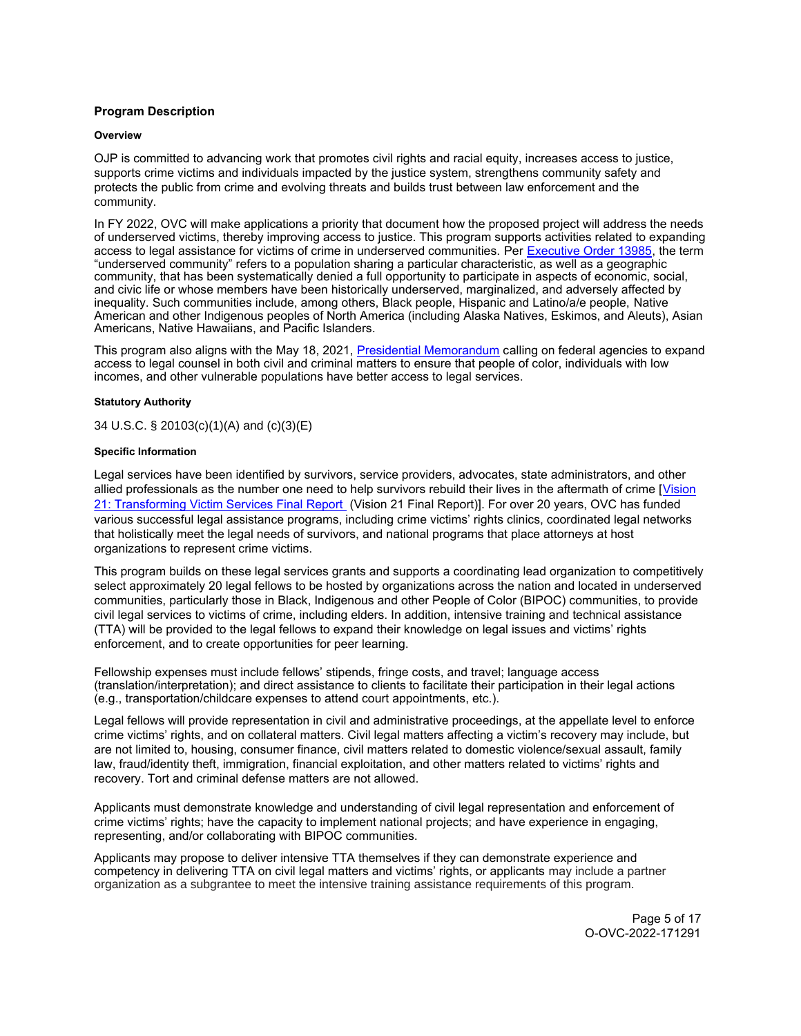## Program Description

### Overview

OJP is committed to advancing work that promotes civil rights and racial equity, increases access to justice, supports crime victims and individuals impacted by the justice system, strengthens community safety and protects the public from crime and evolving threats and builds trust between law enforcement and the community.

In FY 2022, OVC will make applications a priority that document how the proposed project will address the needs of underserved victims, thereby improving access to justice. This program supports activities related to expanding access to legal assistance for victims of crime in underserved communities. Per Executive Order 13985, the term "underserved community" refers to a population sharing a particular characteristic, as well as a geographic community, that has been systematically denied a full opportunity to participate in aspects of economic, social, and civic life or whose members have been historically underserved, marginalized, and adversely affected by inequality. Such communities include, among others, Black people, Hispanic and Latino/a/e people, Native American and other Indigenous peoples of North America (including Alaska Natives, Eskimos, and Aleuts), Asian Americans, Native Hawaiians, and Pacific Islanders.

This program also aligns with the May 18, 2021, Presidential Memorandum calling on federal agencies to expand access to legal counsel in both civil and criminal matters to ensure that people of color, individuals with low incomes, and other vulnerable populations have better access to legal services.

### Statutory Authority

34 U.S.C. § 20103(c)(1)(A) and (c)(3)(E)

### Specific Information

Legal services have been identified by survivors, service providers, advocates, state administrators, and other allied professionals as the number one need to help survivors rebuild their lives in the aftermath of crime [Vision 21: Transforming Victim Services Final Report (Vision 21 Final Report)]. For over 20 years, OVC has funded various successful legal assistance programs, including crime victims' rights clinics, coordinated legal networks that holistically meet the legal needs of survivors, and national programs that place attorneys at host organizations to represent crime victims.

This program builds on these legal services grants and supports a coordinating lead organization to competitively select approximately 20 legal fellows to be hosted by organizations across the nation and located in underserved communities, particularly those in Black, Indigenous and other People of Color (BIPOC) communities, to provide civil legal services to victims of crime, including elders. In addition, intensive training and technical assistance (TTA) will be provided to the legal fellows to expand their knowledge on legal issues and victims' rights enforcement, and to create opportunities for peer learning.

Fellowship expenses must include fellows' stipends, fringe costs, and travel; language access (translation/interpretation); and direct assistance to clients to facilitate their participation in their legal actions (e.g., transportation/childcare expenses to attend court appointments, etc.).

Legal fellows will provide representation in civil and administrative proceedings, at the appellate level to enforce crime victims' rights, and on collateral matters. Civil legal matters affecting a victim's recovery may include, but are not limited to, housing, consumer finance, civil matters related to domestic violence/sexual assault, family law, fraud/identity theft, immigration, financial exploitation, and other matters related to victims' rights and recovery. Tort and criminal defense matters are not allowed.

Applicants must demonstrate knowledge and understanding of civil legal representation and enforcement of crime victims' rights; have the capacity to implement national projects; and have experience in engaging, representing, and/or collaborating with BIPOC communities.

Applicants may propose to deliver intensive TTA themselves if they can demonstrate experience and competency in delivering TTA on civil legal matters and victims' rights, or applicants may include a partner organization as a subgrantee to meet the intensive training assistance requirements of this program.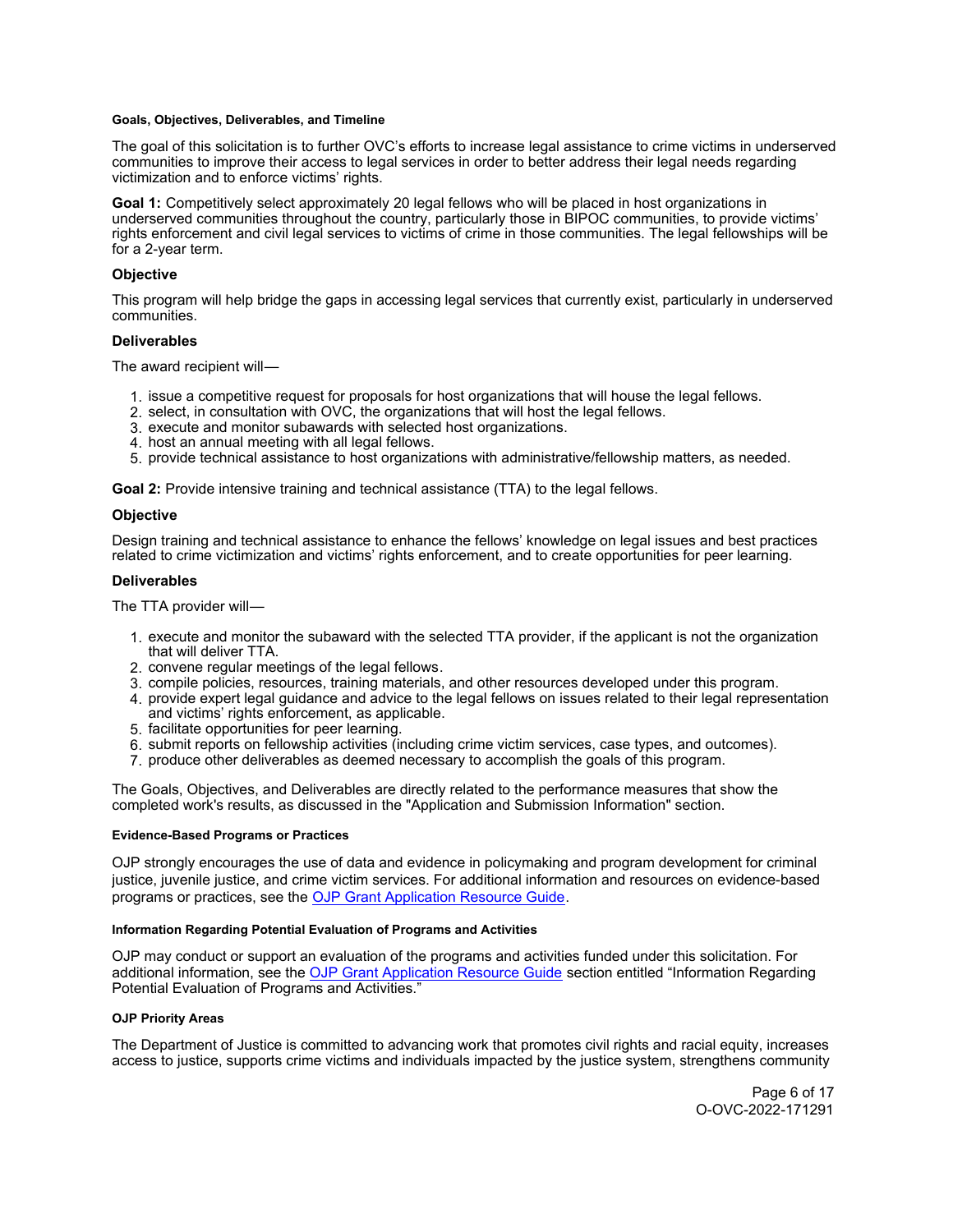#### Goals, Objectives, Deliverables, and Timeline

The goal of this solicitation is to further OVC's efforts to increase legal assistance to crime victims in underserved communities to improve their access to legal services in order to better address their legal needs regarding victimization and to enforce victims' rights.

**Goal 1:** Competitively select approximately 20 legal fellows who will be placed in host organizations in underserved communities throughout the country, particularly those in BIPOC communities, to provide victims' rights enforcement and civil legal services to victims of crime in those communities. The legal fellowships will be for a 2-year term.

**Objective**

This program will help bridge the gaps in accessing legal services that currently exist, particularly in underserved communities.

**Deliverables**

The award recipient will—

1. issue a competitive request for proposals for host organizations that will house the legal fellows.
2. select, in consultation with OVC, the organizations that will host the legal fellows.
3. execute and monitor subawards with selected host organizations.
4. host an annual meeting with all legal fellows.
5. provide technical assistance to host organizations with administrative/fellowship matters, as needed.

**Goal 2:** Provide intensive training and technical assistance (TTA) to the legal fellows.

**Objective**

Design training and technical assistance to enhance the fellows' knowledge on legal issues and best practices related to crime victimization and victims' rights enforcement, and to create opportunities for peer learning.

**Deliverables**

The TTA provider will—

1. execute and monitor the subaward with the selected TTA provider, if the applicant is not the organization that will deliver TTA.
2. convene regular meetings of the legal fellows.
3. compile policies, resources, training materials, and other resources developed under this program.
4. provide expert legal guidance and advice to the legal fellows on issues related to their legal representation and victims' rights enforcement, as applicable.
5. facilitate opportunities for peer learning.
6. submit reports on fellowship activities (including crime victim services, case types, and outcomes).
7. produce other deliverables as deemed necessary to accomplish the goals of this program.

The Goals, Objectives, and Deliverables are directly related to the performance measures that show the completed work's results, as discussed in the "Application and Submission Information" section.

#### Evidence-Based Programs or Practices

OJP strongly encourages the use of data and evidence in policymaking and program development for criminal justice, juvenile justice, and crime victim services. For additional information and resources on evidence-based programs or practices, see the OJP Grant Application Resource Guide.

#### Information Regarding Potential Evaluation of Programs and Activities

OJP may conduct or support an evaluation of the programs and activities funded under this solicitation. For additional information, see the OJP Grant Application Resource Guide section entitled "Information Regarding Potential Evaluation of Programs and Activities."

#### OJP Priority Areas

The Department of Justice is committed to advancing work that promotes civil rights and racial equity, increases access to justice, supports crime victims and individuals impacted by the justice system, strengthens community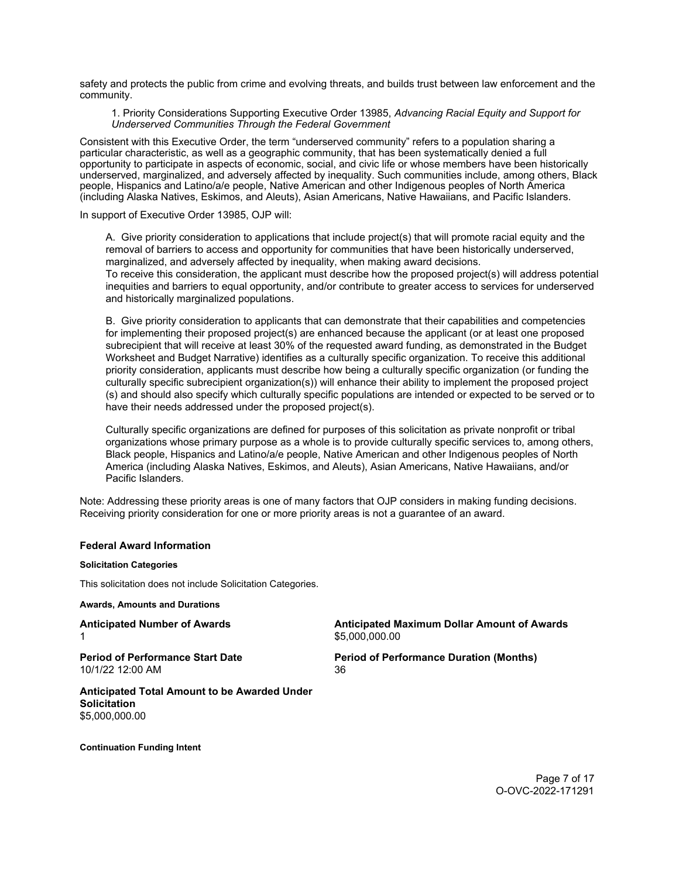safety and protects the public from crime and evolving threats, and builds trust between law enforcement and the community.

1. Priority Considerations Supporting Executive Order 13985, *Advancing Racial Equity and Support for Underserved Communities Through the Federal Government*

Consistent with this Executive Order, the term "underserved community" refers to a population sharing a particular characteristic, as well as a geographic community, that has been systematically denied a full opportunity to participate in aspects of economic, social, and civic life or whose members have been historically underserved, marginalized, and adversely affected by inequality. Such communities include, among others, Black people, Hispanics and Latino/a/e people, Native American and other Indigenous peoples of North America (including Alaska Natives, Eskimos, and Aleuts), Asian Americans, Native Hawaiians, and Pacific Islanders.

In support of Executive Order 13985, OJP will:

A. Give priority consideration to applications that include project(s) that will promote racial equity and the removal of barriers to access and opportunity for communities that have been historically underserved, marginalized, and adversely affected by inequality, when making award decisions.
To receive this consideration, the applicant must describe how the proposed project(s) will address potential inequities and barriers to equal opportunity, and/or contribute to greater access to services for underserved and historically marginalized populations.

B. Give priority consideration to applicants that can demonstrate that their capabilities and competencies for implementing their proposed project(s) are enhanced because the applicant (or at least one proposed subrecipient that will receive at least 30% of the requested award funding, as demonstrated in the Budget Worksheet and Budget Narrative) identifies as a culturally specific organization. To receive this additional priority consideration, applicants must describe how being a culturally specific organization (or funding the culturally specific subrecipient organization(s)) will enhance their ability to implement the proposed project (s) and should also specify which culturally specific populations are intended or expected to be served or to have their needs addressed under the proposed project(s).

Culturally specific organizations are defined for purposes of this solicitation as private nonprofit or tribal organizations whose primary purpose as a whole is to provide culturally specific services to, among others, Black people, Hispanics and Latino/a/e people, Native American and other Indigenous peoples of North America (including Alaska Natives, Eskimos, and Aleuts), Asian Americans, Native Hawaiians, and/or Pacific Islanders.

Note: Addressing these priority areas is one of many factors that OJP considers in making funding decisions. Receiving priority consideration for one or more priority areas is not a guarantee of an award.

## Federal Award Information

#### Solicitation Categories

This solicitation does not include Solicitation Categories.

#### Awards, Amounts and Durations

**Anticipated Number of Awards**
1

**Anticipated Maximum Dollar Amount of Awards**
$5,000,000.00

**Period of Performance Start Date**
10/1/22 12:00 AM

**Period of Performance Duration (Months)**
36

**Anticipated Total Amount to be Awarded Under Solicitation**
$5,000,000.00

#### Continuation Funding Intent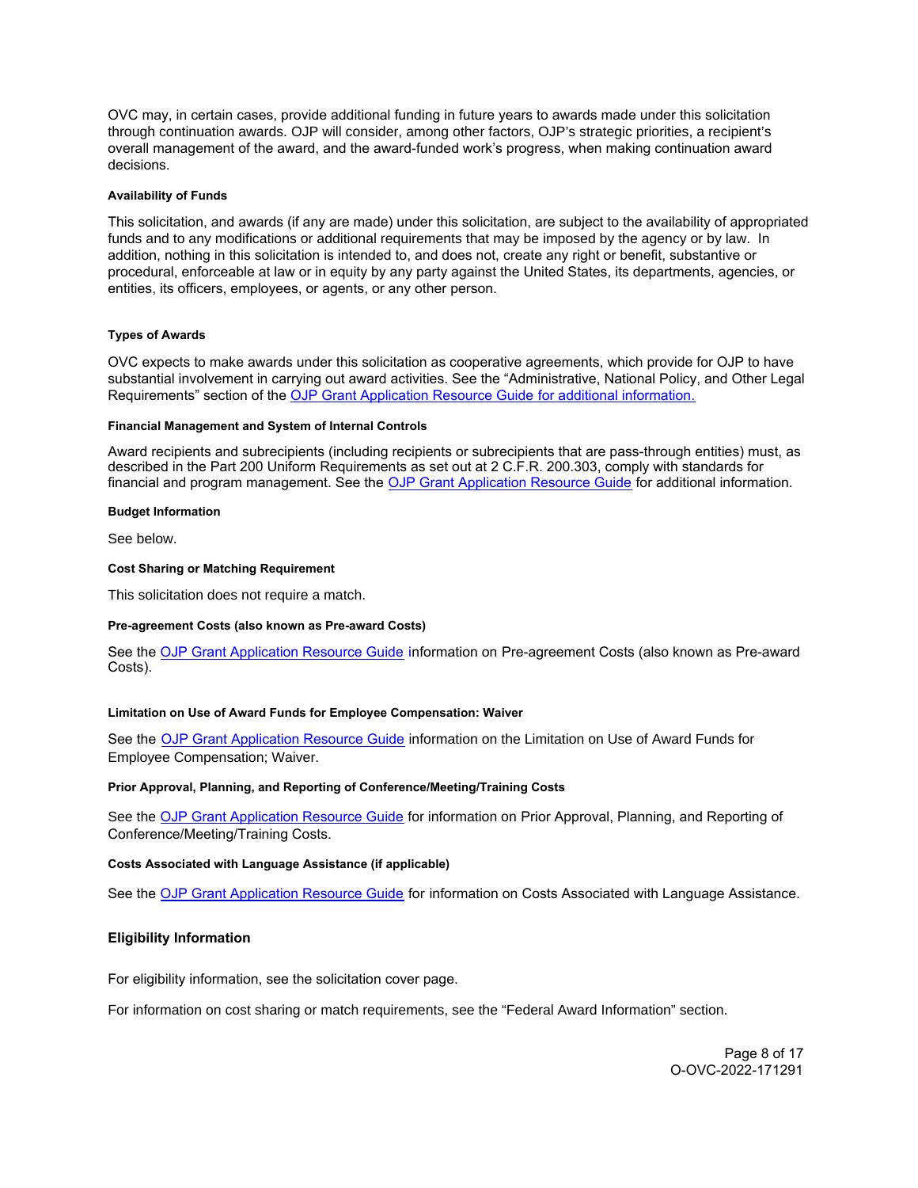OVC may, in certain cases, provide additional funding in future years to awards made under this solicitation through continuation awards. OJP will consider, among other factors, OJP's strategic priorities, a recipient's overall management of the award, and the award-funded work's progress, when making continuation award decisions.

#### Availability of Funds

This solicitation, and awards (if any are made) under this solicitation, are subject to the availability of appropriated funds and to any modifications or additional requirements that may be imposed by the agency or by law. In addition, nothing in this solicitation is intended to, and does not, create any right or benefit, substantive or procedural, enforceable at law or in equity by any party against the United States, its departments, agencies, or entities, its officers, employees, or agents, or any other person.

#### Types of Awards

OVC expects to make awards under this solicitation as cooperative agreements, which provide for OJP to have substantial involvement in carrying out award activities. See the "Administrative, National Policy, and Other Legal Requirements" section of the OJP Grant Application Resource Guide for additional information.

#### Financial Management and System of Internal Controls

Award recipients and subrecipients (including recipients or subrecipients that are pass-through entities) must, as described in the Part 200 Uniform Requirements as set out at 2 C.F.R. 200.303, comply with standards for financial and program management. See the OJP Grant Application Resource Guide for additional information.

#### Budget Information

See below.

#### Cost Sharing or Matching Requirement

This solicitation does not require a match.

#### Pre-agreement Costs (also known as Pre-award Costs)

See the OJP Grant Application Resource Guide information on Pre-agreement Costs (also known as Pre-award Costs).

#### Limitation on Use of Award Funds for Employee Compensation: Waiver

See the OJP Grant Application Resource Guide information on the Limitation on Use of Award Funds for Employee Compensation; Waiver.

#### Prior Approval, Planning, and Reporting of Conference/Meeting/Training Costs

See the OJP Grant Application Resource Guide for information on Prior Approval, Planning, and Reporting of Conference/Meeting/Training Costs.

#### Costs Associated with Language Assistance (if applicable)

See the OJP Grant Application Resource Guide for information on Costs Associated with Language Assistance.

### Eligibility Information

For eligibility information, see the solicitation cover page.

For information on cost sharing or match requirements, see the "Federal Award Information" section.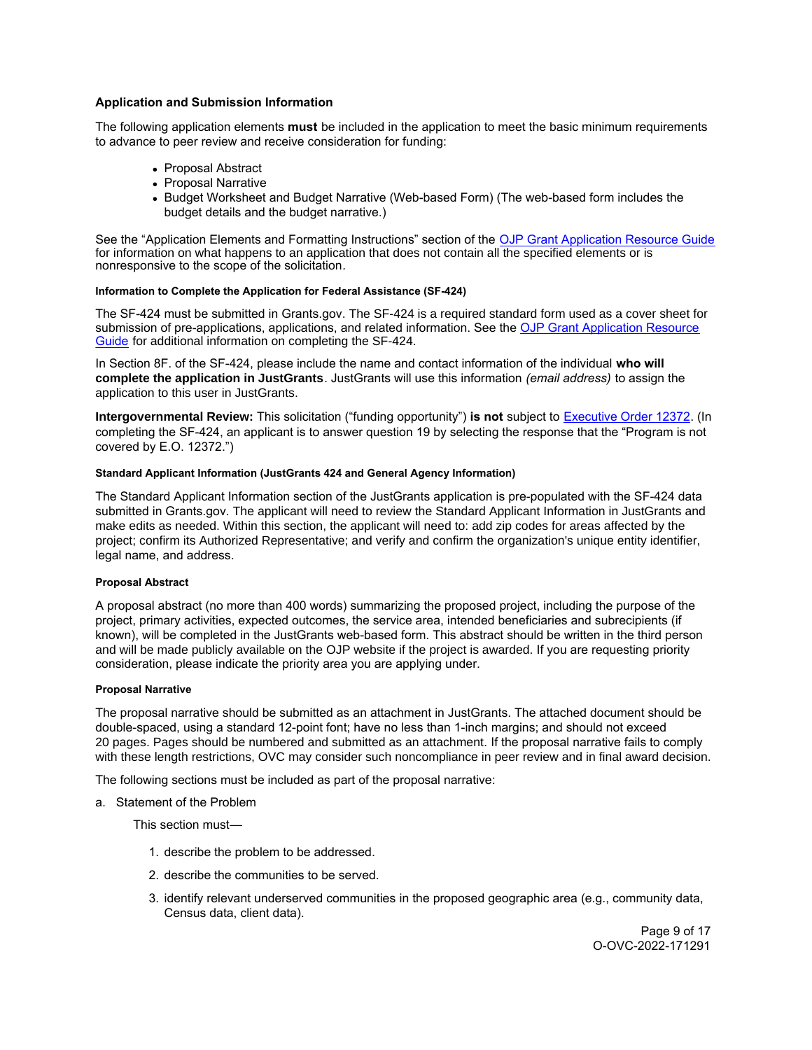### Application and Submission Information

The following application elements **must** be included in the application to meet the basic minimum requirements to advance to peer review and receive consideration for funding:

- Proposal Abstract
- Proposal Narrative
- Budget Worksheet and Budget Narrative (Web-based Form) (The web-based form includes the budget details and the budget narrative.)

See the "Application Elements and Formatting Instructions" section of the OJP Grant Application Resource Guide for information on what happens to an application that does not contain all the specified elements or is nonresponsive to the scope of the solicitation.

#### Information to Complete the Application for Federal Assistance (SF-424)

The SF-424 must be submitted in Grants.gov. The SF-424 is a required standard form used as a cover sheet for submission of pre-applications, applications, and related information. See the OJP Grant Application Resource Guide for additional information on completing the SF-424.

In Section 8F. of the SF-424, please include the name and contact information of the individual **who will complete the application in JustGrants**. JustGrants will use this information *(email address)* to assign the application to this user in JustGrants.

**Intergovernmental Review:** This solicitation ("funding opportunity") **is not** subject to Executive Order 12372. (In completing the SF-424, an applicant is to answer question 19 by selecting the response that the "Program is not covered by E.O. 12372.")

#### Standard Applicant Information (JustGrants 424 and General Agency Information)

The Standard Applicant Information section of the JustGrants application is pre-populated with the SF-424 data submitted in Grants.gov. The applicant will need to review the Standard Applicant Information in JustGrants and make edits as needed. Within this section, the applicant will need to: add zip codes for areas affected by the project; confirm its Authorized Representative; and verify and confirm the organization's unique entity identifier, legal name, and address.

#### Proposal Abstract

A proposal abstract (no more than 400 words) summarizing the proposed project, including the purpose of the project, primary activities, expected outcomes, the service area, intended beneficiaries and subrecipients (if known), will be completed in the JustGrants web-based form. This abstract should be written in the third person and will be made publicly available on the OJP website if the project is awarded. If you are requesting priority consideration, please indicate the priority area you are applying under.

#### Proposal Narrative

The proposal narrative should be submitted as an attachment in JustGrants. The attached document should be double-spaced, using a standard 12-point font; have no less than 1-inch margins; and should not exceed 20 pages. Pages should be numbered and submitted as an attachment. If the proposal narrative fails to comply with these length restrictions, OVC may consider such noncompliance in peer review and in final award decision.

The following sections must be included as part of the proposal narrative:

a. Statement of the Problem

This section must—

1. describe the problem to be addressed.
2. describe the communities to be served.
3. identify relevant underserved communities in the proposed geographic area (e.g., community data, Census data, client data).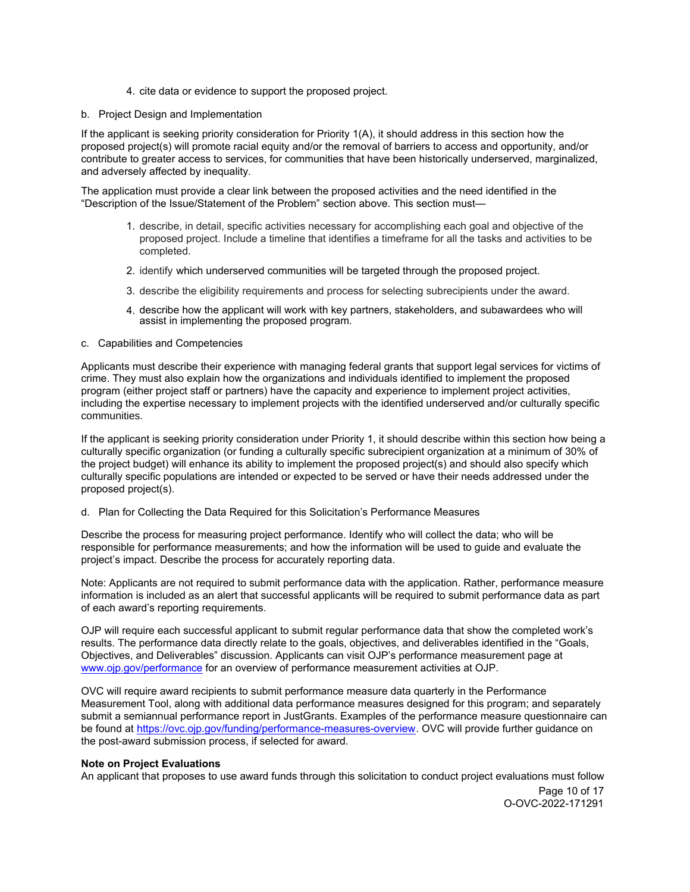4. cite data or evidence to support the proposed project.

b. Project Design and Implementation

If the applicant is seeking priority consideration for Priority 1(A), it should address in this section how the proposed project(s) will promote racial equity and/or the removal of barriers to access and opportunity, and/or contribute to greater access to services, for communities that have been historically underserved, marginalized, and adversely affected by inequality.

The application must provide a clear link between the proposed activities and the need identified in the "Description of the Issue/Statement of the Problem" section above. This section must—

1. describe, in detail, specific activities necessary for accomplishing each goal and objective of the proposed project. Include a timeline that identifies a timeframe for all the tasks and activities to be completed.
2. identify which underserved communities will be targeted through the proposed project.
3. describe the eligibility requirements and process for selecting subrecipients under the award.
4. describe how the applicant will work with key partners, stakeholders, and subawardees who will assist in implementing the proposed program.

c. Capabilities and Competencies

Applicants must describe their experience with managing federal grants that support legal services for victims of crime. They must also explain how the organizations and individuals identified to implement the proposed program (either project staff or partners) have the capacity and experience to implement project activities, including the expertise necessary to implement projects with the identified underserved and/or culturally specific communities.

If the applicant is seeking priority consideration under Priority 1, it should describe within this section how being a culturally specific organization (or funding a culturally specific subrecipient organization at a minimum of 30% of the project budget) will enhance its ability to implement the proposed project(s) and should also specify which culturally specific populations are intended or expected to be served or have their needs addressed under the proposed project(s).

d. Plan for Collecting the Data Required for this Solicitation's Performance Measures

Describe the process for measuring project performance. Identify who will collect the data; who will be responsible for performance measurements; and how the information will be used to guide and evaluate the project's impact. Describe the process for accurately reporting data.

Note: Applicants are not required to submit performance data with the application. Rather, performance measure information is included as an alert that successful applicants will be required to submit performance data as part of each award's reporting requirements.

OJP will require each successful applicant to submit regular performance data that show the completed work's results. The performance data directly relate to the goals, objectives, and deliverables identified in the "Goals, Objectives, and Deliverables" discussion. Applicants can visit OJP's performance measurement page at [www.ojp.gov/performance](www.ojp.gov/performance) for an overview of performance measurement activities at OJP.

OVC will require award recipients to submit performance measure data quarterly in the Performance Measurement Tool, along with additional data performance measures designed for this program; and separately submit a semiannual performance report in JustGrants. Examples of the performance measure questionnaire can be found at [https://ovc.ojp.gov/funding/performance-measures-overview](https://ovc.ojp.gov/funding/performance-measures-overview). OVC will provide further guidance on the post-award submission process, if selected for award.

**Note on Project Evaluations**
An applicant that proposes to use award funds through this solicitation to conduct project evaluations must follow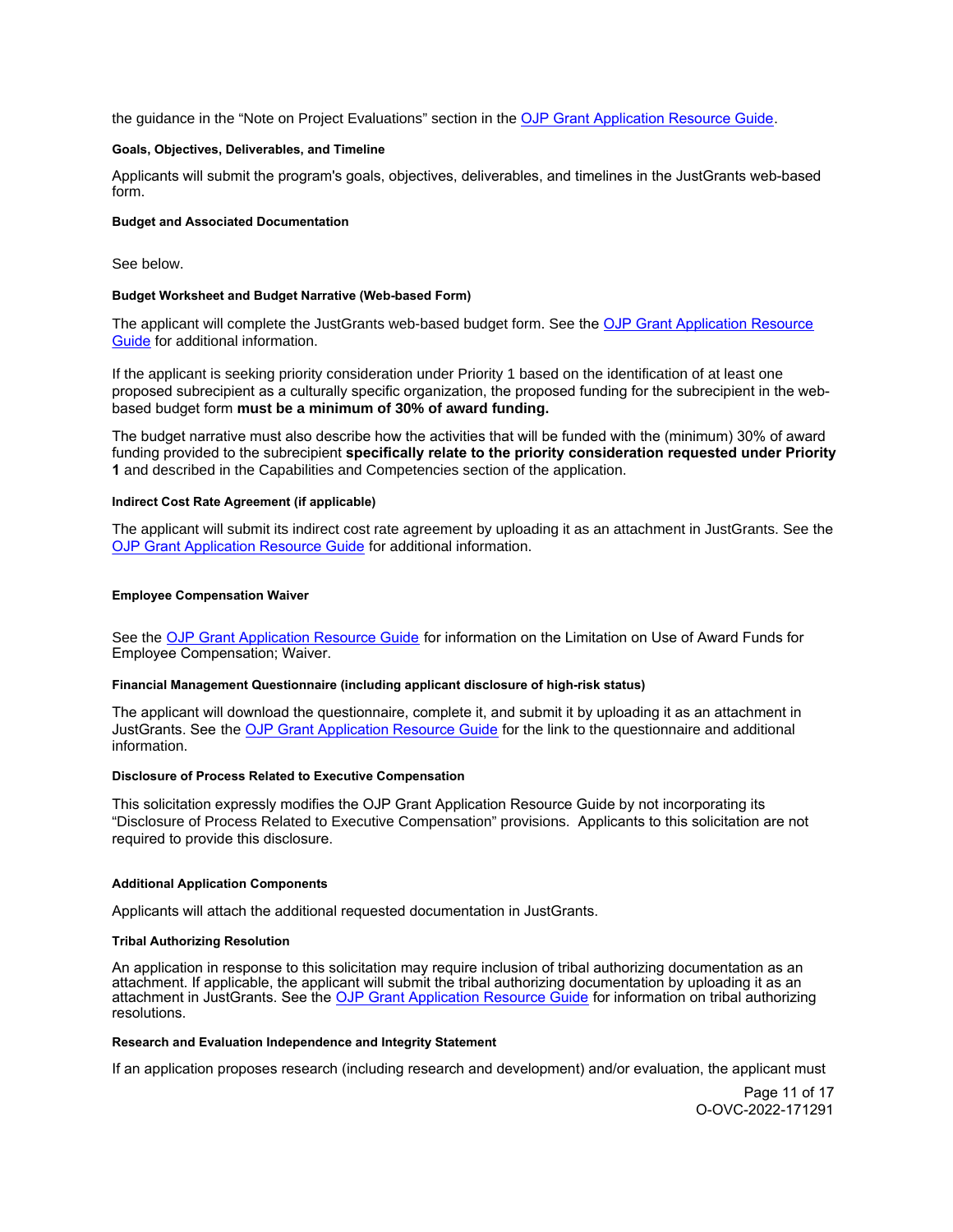the guidance in the “Note on Project Evaluations” section in the [OJP Grant Application Resource Guide](#).

#### Goals, Objectives, Deliverables, and Timeline

Applicants will submit the program's goals, objectives, deliverables, and timelines in the JustGrants web-based form.

#### Budget and Associated Documentation

See below.

#### Budget Worksheet and Budget Narrative (Web-based Form)

The applicant will complete the JustGrants web-based budget form. See the [OJP Grant Application Resource Guide](#) for additional information.

If the applicant is seeking priority consideration under Priority 1 based on the identification of at least one proposed subrecipient as a culturally specific organization, the proposed funding for the subrecipient in the web-based budget form **must be a minimum of 30% of award funding.**

The budget narrative must also describe how the activities that will be funded with the (minimum) 30% of award funding provided to the subrecipient **specifically relate to the priority consideration requested under Priority 1** and described in the Capabilities and Competencies section of the application.

#### Indirect Cost Rate Agreement (if applicable)

The applicant will submit its indirect cost rate agreement by uploading it as an attachment in JustGrants. See the [OJP Grant Application Resource Guide](#) for additional information.

#### Employee Compensation Waiver

See the [OJP Grant Application Resource Guide](#) for information on the Limitation on Use of Award Funds for Employee Compensation; Waiver.

#### Financial Management Questionnaire (including applicant disclosure of high-risk status)

The applicant will download the questionnaire, complete it, and submit it by uploading it as an attachment in JustGrants. See the [OJP Grant Application Resource Guide](#) for the link to the questionnaire and additional information.

#### Disclosure of Process Related to Executive Compensation

This solicitation expressly modifies the OJP Grant Application Resource Guide by not incorporating its “Disclosure of Process Related to Executive Compensation” provisions. Applicants to this solicitation are not required to provide this disclosure.

#### Additional Application Components

Applicants will attach the additional requested documentation in JustGrants.

#### Tribal Authorizing Resolution

An application in response to this solicitation may require inclusion of tribal authorizing documentation as an attachment. If applicable, the applicant will submit the tribal authorizing documentation by uploading it as an attachment in JustGrants. See the [OJP Grant Application Resource Guide](#) for information on tribal authorizing resolutions.

#### Research and Evaluation Independence and Integrity Statement

If an application proposes research (including research and development) and/or evaluation, the applicant must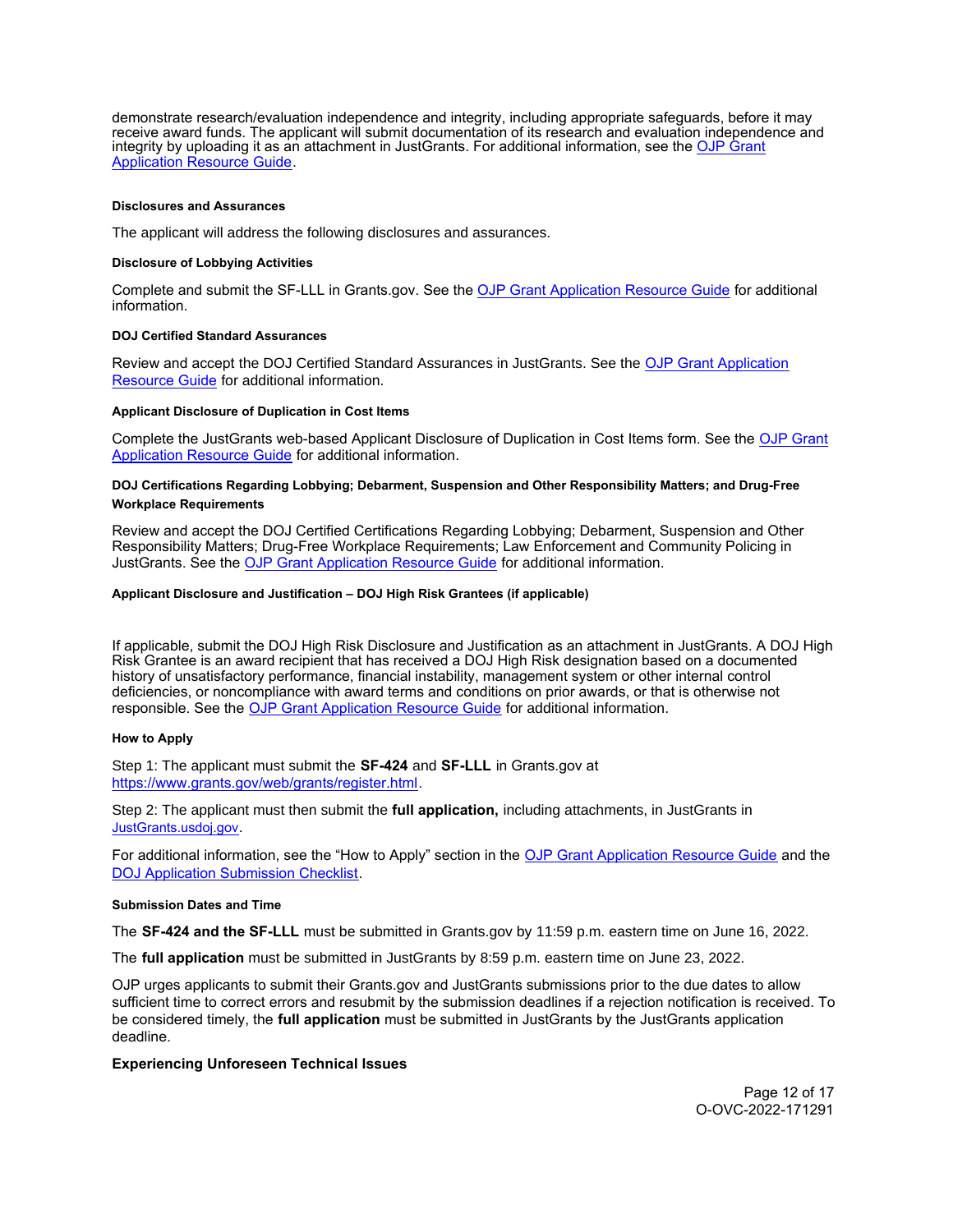demonstrate research/evaluation independence and integrity, including appropriate safeguards, before it may receive award funds. The applicant will submit documentation of its research and evaluation independence and integrity by uploading it as an attachment in JustGrants. For additional information, see the [OJP Grant Application Resource Guide](#).

#### Disclosures and Assurances

The applicant will address the following disclosures and assurances.

#### Disclosure of Lobbying Activities

Complete and submit the SF-LLL in Grants.gov. See the [OJP Grant Application Resource Guide](#) for additional information.

#### DOJ Certified Standard Assurances

Review and accept the DOJ Certified Standard Assurances in JustGrants. See the [OJP Grant Application Resource Guide](#) for additional information.

#### Applicant Disclosure of Duplication in Cost Items

Complete the JustGrants web-based Applicant Disclosure of Duplication in Cost Items form. See the [OJP Grant Application Resource Guide](#) for additional information.

#### DOJ Certifications Regarding Lobbying; Debarment, Suspension and Other Responsibility Matters; and Drug-Free Workplace Requirements

Review and accept the DOJ Certified Certifications Regarding Lobbying; Debarment, Suspension and Other Responsibility Matters; Drug-Free Workplace Requirements; Law Enforcement and Community Policing in JustGrants. See the [OJP Grant Application Resource Guide](#) for additional information.

#### Applicant Disclosure and Justification – DOJ High Risk Grantees (if applicable)

If applicable, submit the DOJ High Risk Disclosure and Justification as an attachment in JustGrants. A DOJ High Risk Grantee is an award recipient that has received a DOJ High Risk designation based on a documented history of unsatisfactory performance, financial instability, management system or other internal control deficiencies, or noncompliance with award terms and conditions on prior awards, or that is otherwise not responsible. See the [OJP Grant Application Resource Guide](#) for additional information.

#### How to Apply

Step 1: The applicant must submit the **SF-424** and **SF-LLL** in Grants.gov at https://www.grants.gov/web/grants/register.html.

Step 2: The applicant must then submit the **full application,** including attachments, in JustGrants in JustGrants.usdoj.gov.

For additional information, see the "How to Apply" section in the [OJP Grant Application Resource Guide](#) and the [DOJ Application Submission Checklist](#).

#### Submission Dates and Time

The **SF-424 and the SF-LLL** must be submitted in Grants.gov by 11:59 p.m. eastern time on June 16, 2022.

The **full application** must be submitted in JustGrants by 8:59 p.m. eastern time on June 23, 2022.

OJP urges applicants to submit their Grants.gov and JustGrants submissions prior to the due dates to allow sufficient time to correct errors and resubmit by the submission deadlines if a rejection notification is received. To be considered timely, the **full application** must be submitted in JustGrants by the JustGrants application deadline.

### Experiencing Unforeseen Technical Issues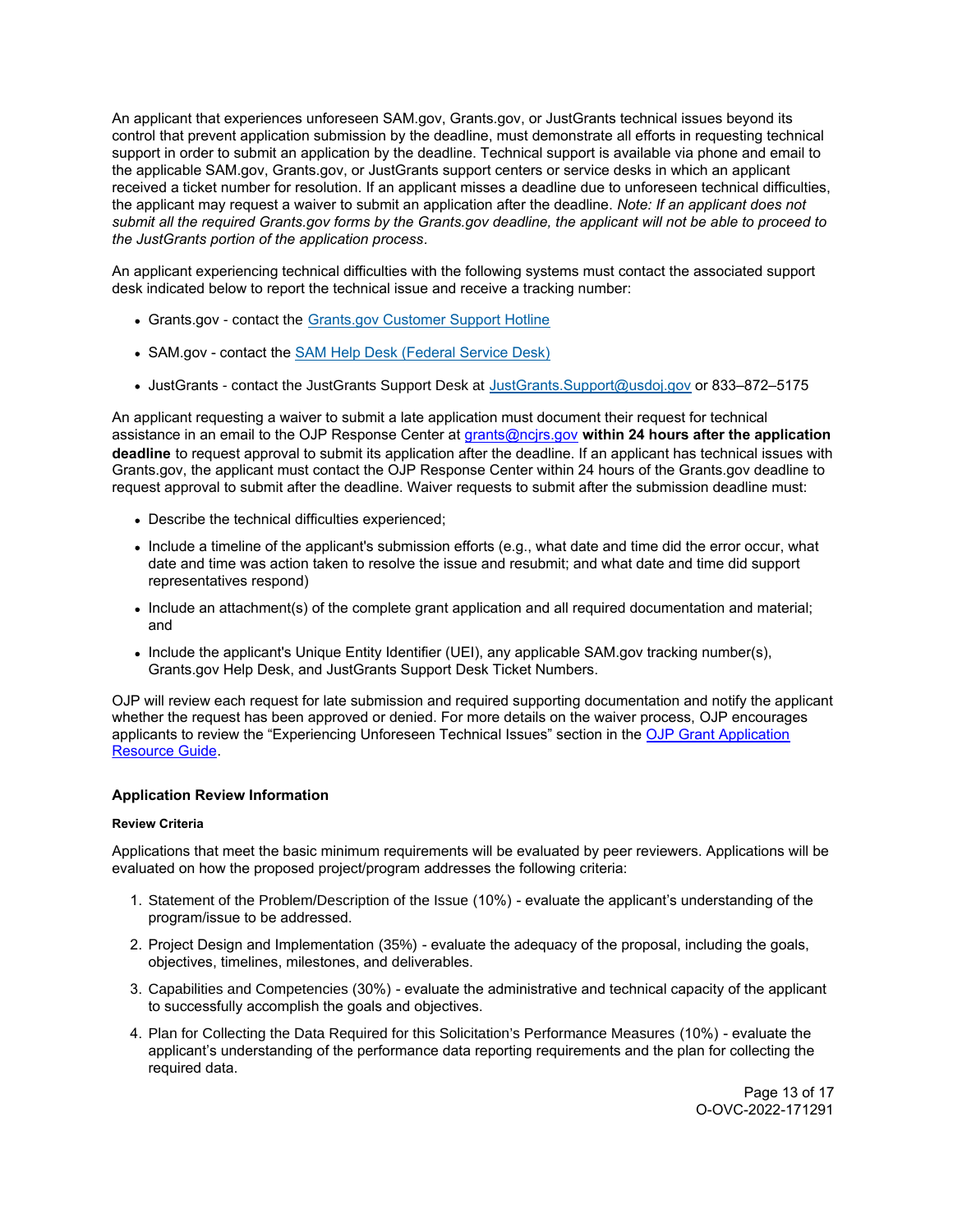An applicant that experiences unforeseen SAM.gov, Grants.gov, or JustGrants technical issues beyond its control that prevent application submission by the deadline, must demonstrate all efforts in requesting technical support in order to submit an application by the deadline. Technical support is available via phone and email to the applicable SAM.gov, Grants.gov, or JustGrants support centers or service desks in which an applicant received a ticket number for resolution. If an applicant misses a deadline due to unforeseen technical difficulties, the applicant may request a waiver to submit an application after the deadline. *Note: If an applicant does not submit all the required Grants.gov forms by the Grants.gov deadline, the applicant will not be able to proceed to the JustGrants portion of the application process*.

An applicant experiencing technical difficulties with the following systems must contact the associated support desk indicated below to report the technical issue and receive a tracking number:

- Grants.gov - contact the Grants.gov Customer Support Hotline
- SAM.gov - contact the SAM Help Desk (Federal Service Desk)
- JustGrants - contact the JustGrants Support Desk at JustGrants.Support@usdoj.gov or 833–872–5175

An applicant requesting a waiver to submit a late application must document their request for technical assistance in an email to the OJP Response Center at grants@ncjrs.gov **within 24 hours after the application deadline** to request approval to submit its application after the deadline. If an applicant has technical issues with Grants.gov, the applicant must contact the OJP Response Center within 24 hours of the Grants.gov deadline to request approval to submit after the deadline. Waiver requests to submit after the submission deadline must:

- Describe the technical difficulties experienced;
- Include a timeline of the applicant's submission efforts (e.g., what date and time did the error occur, what date and time was action taken to resolve the issue and resubmit; and what date and time did support representatives respond)
- Include an attachment(s) of the complete grant application and all required documentation and material; and
- Include the applicant's Unique Entity Identifier (UEI), any applicable SAM.gov tracking number(s), Grants.gov Help Desk, and JustGrants Support Desk Ticket Numbers.

OJP will review each request for late submission and required supporting documentation and notify the applicant whether the request has been approved or denied. For more details on the waiver process, OJP encourages applicants to review the “Experiencing Unforeseen Technical Issues” section in the OJP Grant Application Resource Guide.

### Application Review Information

#### Review Criteria

Applications that meet the basic minimum requirements will be evaluated by peer reviewers. Applications will be evaluated on how the proposed project/program addresses the following criteria:

1. Statement of the Problem/Description of the Issue (10%) - evaluate the applicant’s understanding of the program/issue to be addressed.
2. Project Design and Implementation (35%) - evaluate the adequacy of the proposal, including the goals, objectives, timelines, milestones, and deliverables.
3. Capabilities and Competencies (30%) - evaluate the administrative and technical capacity of the applicant to successfully accomplish the goals and objectives.
4. Plan for Collecting the Data Required for this Solicitation’s Performance Measures (10%) - evaluate the applicant’s understanding of the performance data reporting requirements and the plan for collecting the required data.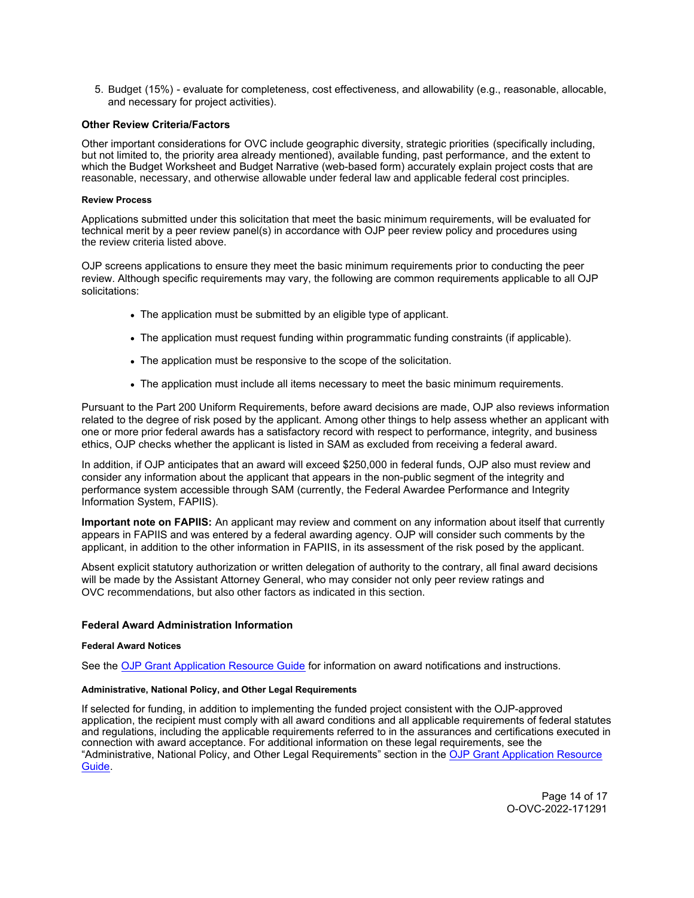5. Budget (15%) - evaluate for completeness, cost effectiveness, and allowability (e.g., reasonable, allocable, and necessary for project activities).

### Other Review Criteria/Factors

Other important considerations for OVC include geographic diversity, strategic priorities (specifically including, but not limited to, the priority area already mentioned), available funding, past performance, and the extent to which the Budget Worksheet and Budget Narrative (web-based form) accurately explain project costs that are reasonable, necessary, and otherwise allowable under federal law and applicable federal cost principles.

#### Review Process

Applications submitted under this solicitation that meet the basic minimum requirements, will be evaluated for technical merit by a peer review panel(s) in accordance with OJP peer review policy and procedures using the review criteria listed above.

OJP screens applications to ensure they meet the basic minimum requirements prior to conducting the peer review. Although specific requirements may vary, the following are common requirements applicable to all OJP solicitations:

- The application must be submitted by an eligible type of applicant.
- The application must request funding within programmatic funding constraints (if applicable).
- The application must be responsive to the scope of the solicitation.
- The application must include all items necessary to meet the basic minimum requirements.

Pursuant to the Part 200 Uniform Requirements, before award decisions are made, OJP also reviews information related to the degree of risk posed by the applicant. Among other things to help assess whether an applicant with one or more prior federal awards has a satisfactory record with respect to performance, integrity, and business ethics, OJP checks whether the applicant is listed in SAM as excluded from receiving a federal award.

In addition, if OJP anticipates that an award will exceed $250,000 in federal funds, OJP also must review and consider any information about the applicant that appears in the non-public segment of the integrity and performance system accessible through SAM (currently, the Federal Awardee Performance and Integrity Information System, FAPIIS).

**Important note on FAPIIS:** An applicant may review and comment on any information about itself that currently appears in FAPIIS and was entered by a federal awarding agency. OJP will consider such comments by the applicant, in addition to the other information in FAPIIS, in its assessment of the risk posed by the applicant.

Absent explicit statutory authorization or written delegation of authority to the contrary, all final award decisions will be made by the Assistant Attorney General, who may consider not only peer review ratings and OVC recommendations, but also other factors as indicated in this section.

### Federal Award Administration Information

#### Federal Award Notices

See the OJP Grant Application Resource Guide for information on award notifications and instructions.

#### Administrative, National Policy, and Other Legal Requirements

If selected for funding, in addition to implementing the funded project consistent with the OJP-approved application, the recipient must comply with all award conditions and all applicable requirements of federal statutes and regulations, including the applicable requirements referred to in the assurances and certifications executed in connection with award acceptance. For additional information on these legal requirements, see the "Administrative, National Policy, and Other Legal Requirements" section in the OJP Grant Application Resource Guide.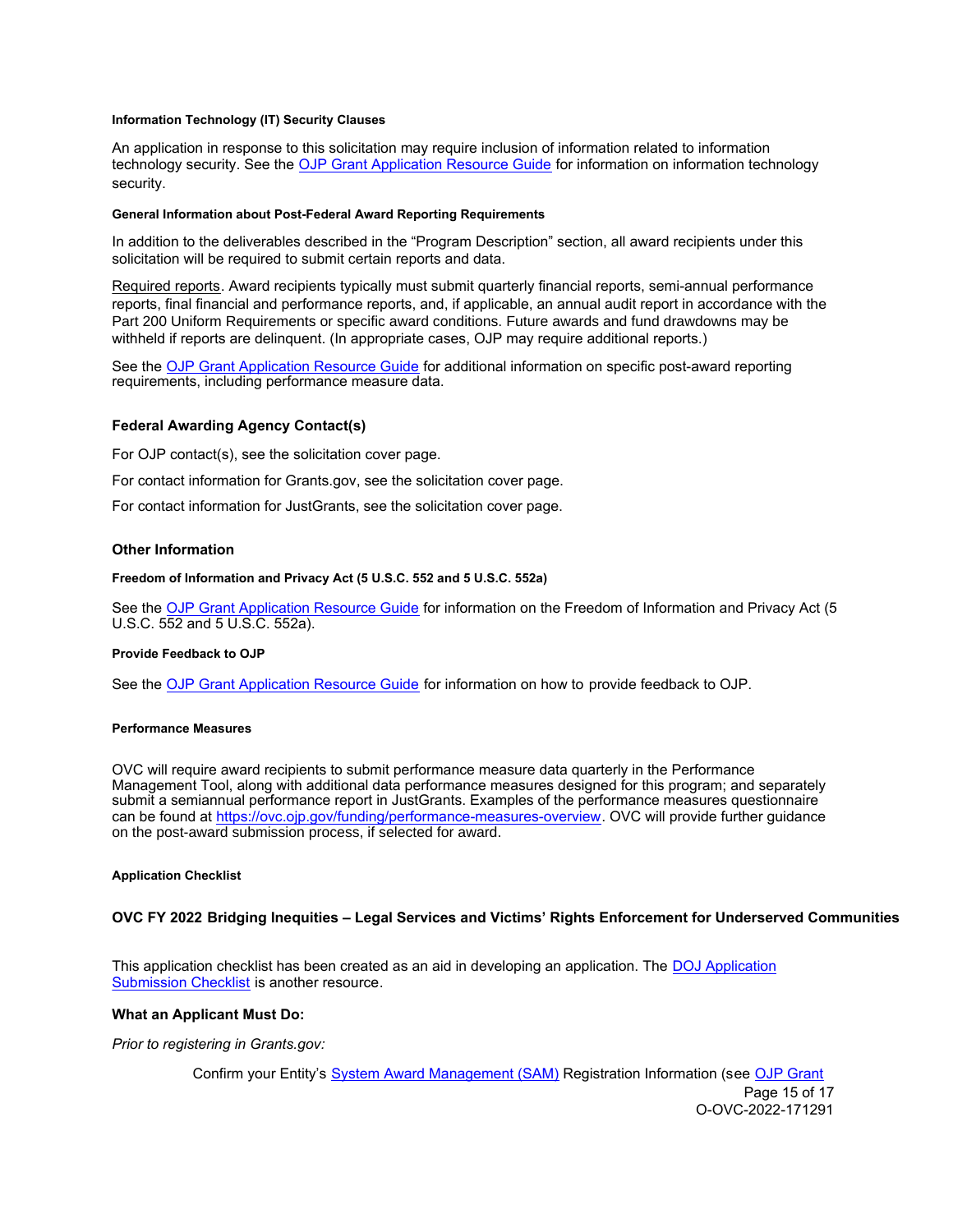#### Information Technology (IT) Security Clauses

An application in response to this solicitation may require inclusion of information related to information technology security. See the [OJP Grant Application Resource Guide](https://www.ojp.gov/funding/apply/ojp-grant-application-resource-guide) for information on information technology security.

#### General Information about Post-Federal Award Reporting Requirements

In addition to the deliverables described in the "Program Description" section, all award recipients under this solicitation will be required to submit certain reports and data.

Required reports. Award recipients typically must submit quarterly financial reports, semi-annual performance reports, final financial and performance reports, and, if applicable, an annual audit report in accordance with the Part 200 Uniform Requirements or specific award conditions. Future awards and fund drawdowns may be withheld if reports are delinquent. (In appropriate cases, OJP may require additional reports.)

See the [OJP Grant Application Resource Guide](https://www.ojp.gov/funding/apply/ojp-grant-application-resource-guide) for additional information on specific post-award reporting requirements, including performance measure data.

### Federal Awarding Agency Contact(s)

For OJP contact(s), see the solicitation cover page.

For contact information for Grants.gov, see the solicitation cover page.

For contact information for JustGrants, see the solicitation cover page.

### Other Information

#### Freedom of Information and Privacy Act (5 U.S.C. 552 and 5 U.S.C. 552a)

See the [OJP Grant Application Resource Guide](https://www.ojp.gov/funding/apply/ojp-grant-application-resource-guide) for information on the Freedom of Information and Privacy Act (5 U.S.C. 552 and 5 U.S.C. 552a).

#### Provide Feedback to OJP

See the [OJP Grant Application Resource Guide](https://www.ojp.gov/funding/apply/ojp-grant-application-resource-guide) for information on how to provide feedback to OJP.

#### Performance Measures

OVC will require award recipients to submit performance measure data quarterly in the Performance Management Tool, along with additional data performance measures designed for this program; and separately submit a semiannual performance report in JustGrants. Examples of the performance measures questionnaire can be found at [https://ovc.ojp.gov/funding/performance-measures-overview](https://ovc.ojp.gov/funding/performance-measures-overview). OVC will provide further guidance on the post-award submission process, if selected for award.

#### Application Checklist

**OVC FY 2022 Bridging Inequities – Legal Services and Victims' Rights Enforcement for Underserved Communities**

This application checklist has been created as an aid in developing an application. The [DOJ Application Submission Checklist](https://justicegrants.usdoj.gov/sites/g/files/xyckuh296/files/media/document/appln-submission-checklist.pdf) is another resource.

**What an Applicant Must Do:**

*Prior to registering in Grants.gov:*

Confirm your Entity's [System Award Management (SAM)](https://sam.gov/content/home) Registration Information (see [OJP Grant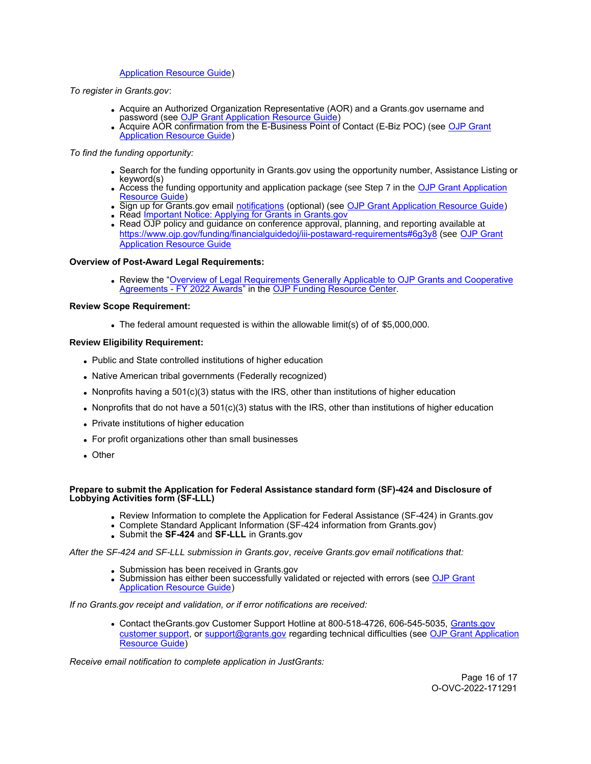Application Resource Guide)

*To register in Grants.gov*:

- Acquire an Authorized Organization Representative (AOR) and a Grants.gov username and password (see OJP Grant Application Resource Guide)
- Acquire AOR confirmation from the E-Business Point of Contact (E-Biz POC) (see OJP Grant Application Resource Guide)

*To find the funding opportunity:*

- Search for the funding opportunity in Grants.gov using the opportunity number, Assistance Listing or keyword(s)
- Access the funding opportunity and application package (see Step 7 in the OJP Grant Application Resource Guide)
- Sign up for Grants.gov email notifications (optional) (see OJP Grant Application Resource Guide)
- Read Important Notice: Applying for Grants in Grants.gov
- Read OJP policy and guidance on conference approval, planning, and reporting available at https://www.ojp.gov/funding/financialguidedoj/iii-postaward-requirements#6g3y8 (see OJP Grant Application Resource Guide

**Overview of Post-Award Legal Requirements:**

- Review the "Overview of Legal Requirements Generally Applicable to OJP Grants and Cooperative Agreements - FY 2022 Awards" in the OJP Funding Resource Center.

**Review Scope Requirement:**

- The federal amount requested is within the allowable limit(s) of of $5,000,000.

**Review Eligibility Requirement:**

- Public and State controlled institutions of higher education
- Native American tribal governments (Federally recognized)
- Nonprofits having a 501(c)(3) status with the IRS, other than institutions of higher education
- Nonprofits that do not have a 501(c)(3) status with the IRS, other than institutions of higher education
- Private institutions of higher education
- For profit organizations other than small businesses
- Other

**Prepare to submit the Application for Federal Assistance standard form (SF)-424 and Disclosure of Lobbying Activities form (SF-LLL)**

- Review Information to complete the Application for Federal Assistance (SF-424) in Grants.gov
- Complete Standard Applicant Information (SF-424 information from Grants.gov)
- Submit the **SF-424** and **SF-LLL** in Grants.gov

*After the SF-424 and SF-LLL submission in Grants.gov, receive Grants.gov email notifications that:*

- Submission has been received in Grants.gov
- Submission has either been successfully validated or rejected with errors (see OJP Grant Application Resource Guide)

*If no Grants.gov receipt and validation, or if error notifications are received:*

- Contact theGrants.gov Customer Support Hotline at 800-518-4726, 606-545-5035, Grants.gov customer support, or support@grants.gov regarding technical difficulties (see OJP Grant Application Resource Guide)

*Receive email notification to complete application in JustGrants:*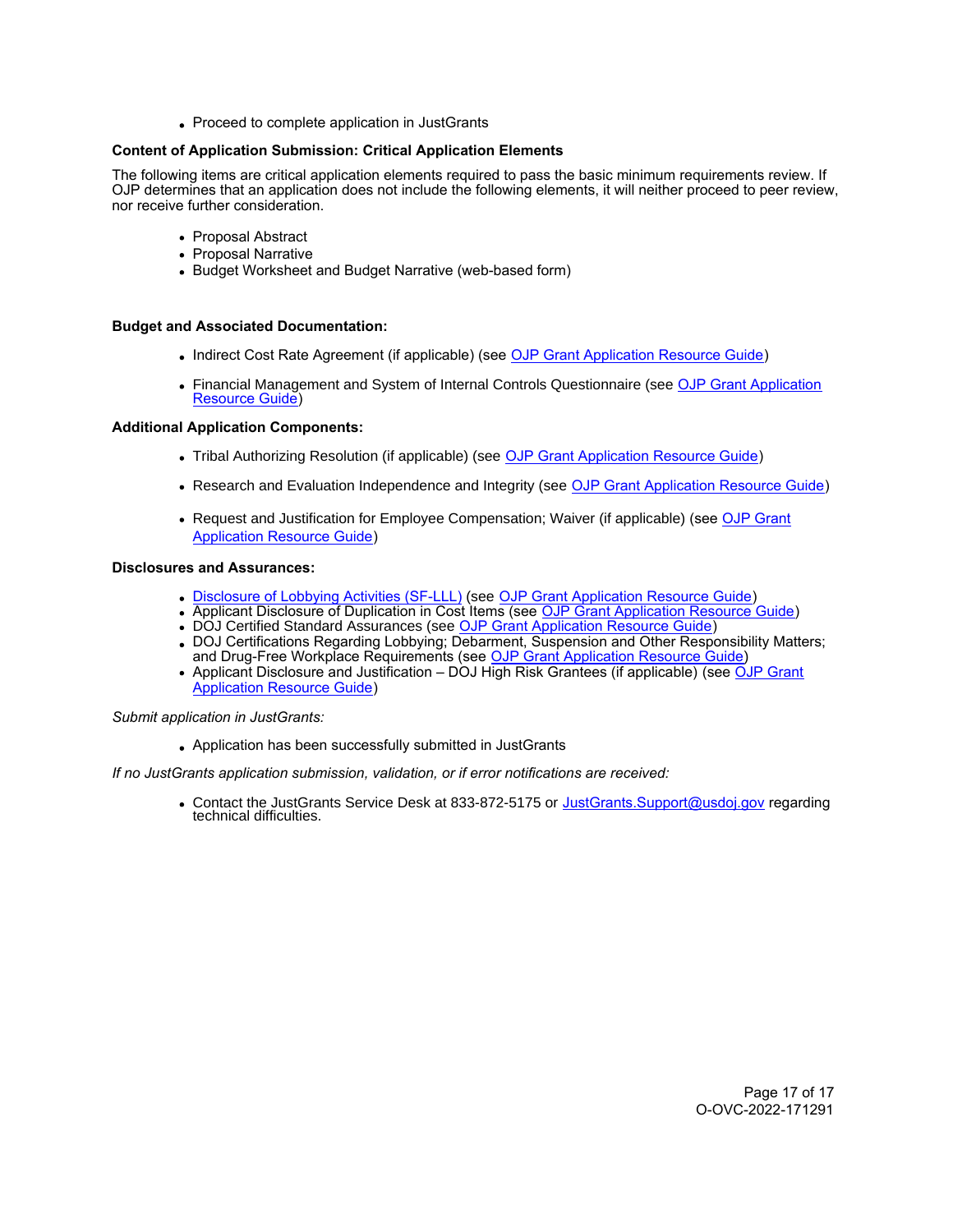- Proceed to complete application in JustGrants

**Content of Application Submission: Critical Application Elements**

The following items are critical application elements required to pass the basic minimum requirements review. If OJP determines that an application does not include the following elements, it will neither proceed to peer review, nor receive further consideration.

- Proposal Abstract
- Proposal Narrative
- Budget Worksheet and Budget Narrative (web-based form)

**Budget and Associated Documentation:**

- Indirect Cost Rate Agreement (if applicable) (see OJP Grant Application Resource Guide)
- Financial Management and System of Internal Controls Questionnaire (see OJP Grant Application Resource Guide)

**Additional Application Components:**

- Tribal Authorizing Resolution (if applicable) (see OJP Grant Application Resource Guide)
- Research and Evaluation Independence and Integrity (see OJP Grant Application Resource Guide)
- Request and Justification for Employee Compensation; Waiver (if applicable) (see OJP Grant Application Resource Guide)

**Disclosures and Assurances:**

- Disclosure of Lobbying Activities (SF-LLL) (see OJP Grant Application Resource Guide)
- Applicant Disclosure of Duplication in Cost Items (see OJP Grant Application Resource Guide)
- DOJ Certified Standard Assurances (see OJP Grant Application Resource Guide)
- DOJ Certifications Regarding Lobbying; Debarment, Suspension and Other Responsibility Matters; and Drug-Free Workplace Requirements (see OJP Grant Application Resource Guide)
- Applicant Disclosure and Justification – DOJ High Risk Grantees (if applicable) (see OJP Grant Application Resource Guide)

*Submit application in JustGrants:*

- Application has been successfully submitted in JustGrants

*If no JustGrants application submission, validation, or if error notifications are received:*

- Contact the JustGrants Service Desk at 833-872-5175 or JustGrants.Support@usdoj.gov regarding technical difficulties.